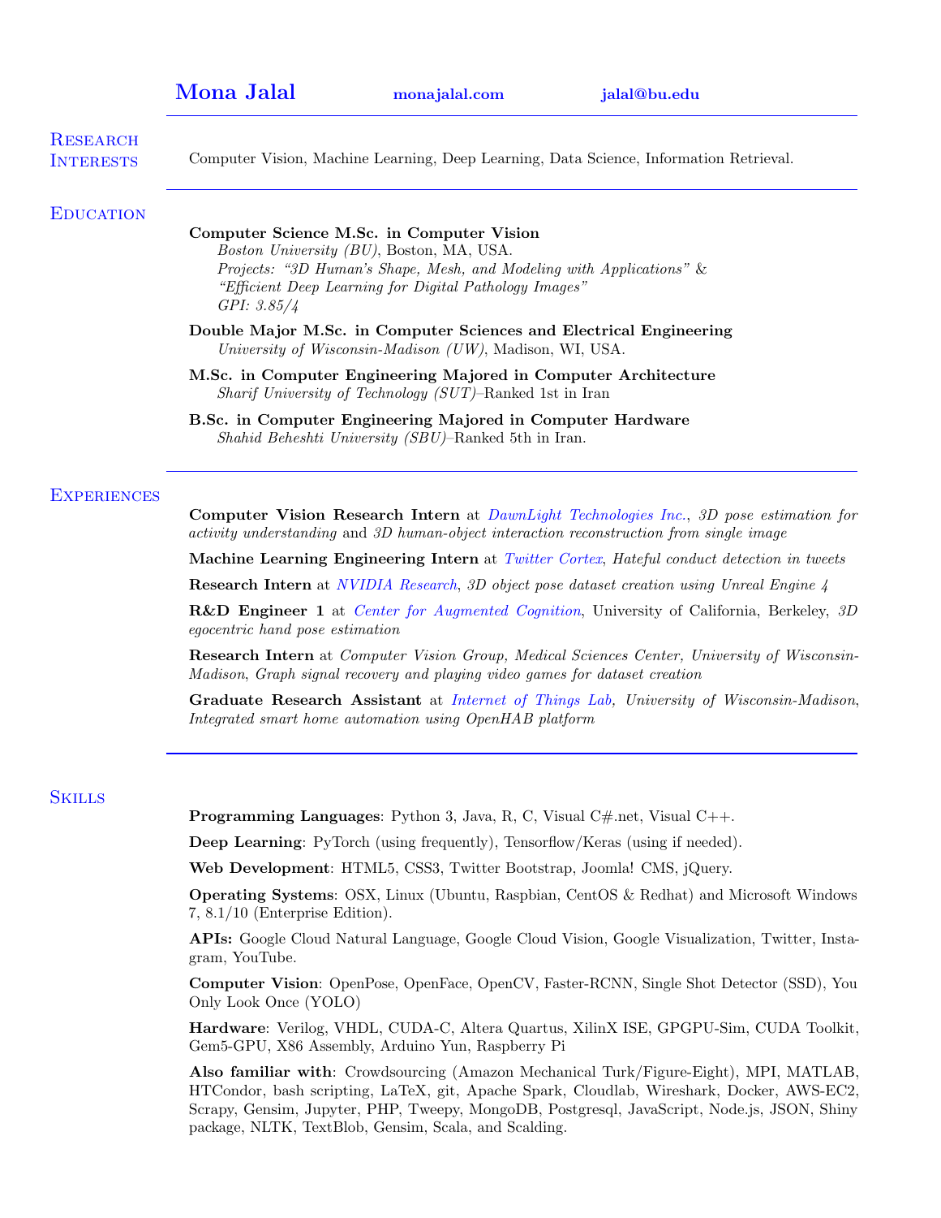# Mona Jalal

monajalal.com | jalal@bu.edu

## Research Interests

Computer Vision, Machine Learning, Deep Learning, Data Science, Information Retrieval.

## Education

**Computer Science M.Sc. in Computer Vision**
*Boston University (BU)*, Boston, MA, USA.
*Projects: "3D Human's Shape, Mesh, and Modeling with Applications"* & *"Efficient Deep Learning for Digital Pathology Images"*
*GPI: 3.85/4*

**Double Major M.Sc. in Computer Sciences and Electrical Engineering**
*University of Wisconsin-Madison (UW)*, Madison, WI, USA.

**M.Sc. in Computer Engineering Majored in Computer Architecture**
*Sharif University of Technology (SUT)*–Ranked 1st in Iran

**B.Sc. in Computer Engineering Majored in Computer Hardware**
*Shahid Beheshti University (SBU)*–Ranked 5th in Iran.

## Experiences

**Computer Vision Research Intern** at *DawnLight Technologies Inc.*, *3D pose estimation for activity understanding* and *3D human-object interaction reconstruction from single image*

**Machine Learning Engineering Intern** at *Twitter Cortex*, *Hateful conduct detection in tweets*

**Research Intern** at *NVIDIA Research*, *3D object pose dataset creation using Unreal Engine 4*

**R&D Engineer 1** at *Center for Augmented Cognition*, University of California, Berkeley, *3D egocentric hand pose estimation*

**Research Intern** at *Computer Vision Group, Medical Sciences Center, University of Wisconsin-Madison*, *Graph signal recovery and playing video games for dataset creation*

**Graduate Research Assistant** at *Internet of Things Lab*, *University of Wisconsin-Madison*, *Integrated smart home automation using OpenHAB platform*

## Skills

**Programming Languages**: Python 3, Java, R, C, Visual C#.net, Visual C++.

**Deep Learning**: PyTorch (using frequently), Tensorflow/Keras (using if needed).

**Web Development**: HTML5, CSS3, Twitter Bootstrap, Joomla! CMS, jQuery.

**Operating Systems**: OSX, Linux (Ubuntu, Raspbian, CentOS & Redhat) and Microsoft Windows 7, 8.1/10 (Enterprise Edition).

**APIs:** Google Cloud Natural Language, Google Cloud Vision, Google Visualization, Twitter, Instagram, YouTube.

**Computer Vision**: OpenPose, OpenFace, OpenCV, Faster-RCNN, Single Shot Detector (SSD), You Only Look Once (YOLO)

**Hardware**: Verilog, VHDL, CUDA-C, Altera Quartus, XilinX ISE, GPGPU-Sim, CUDA Toolkit, Gem5-GPU, X86 Assembly, Arduino Yun, Raspberry Pi

**Also familiar with**: Crowdsourcing (Amazon Mechanical Turk/Figure-Eight), MPI, MATLAB, HTCondor, bash scripting, LaTeX, git, Apache Spark, Cloudlab, Wireshark, Docker, AWS-EC2, Scrapy, Gensim, Jupyter, PHP, Tweepy, MongoDB, Postgresql, JavaScript, Node.js, JSON, Shiny package, NLTK, TextBlob, Gensim, Scala, and Scalding.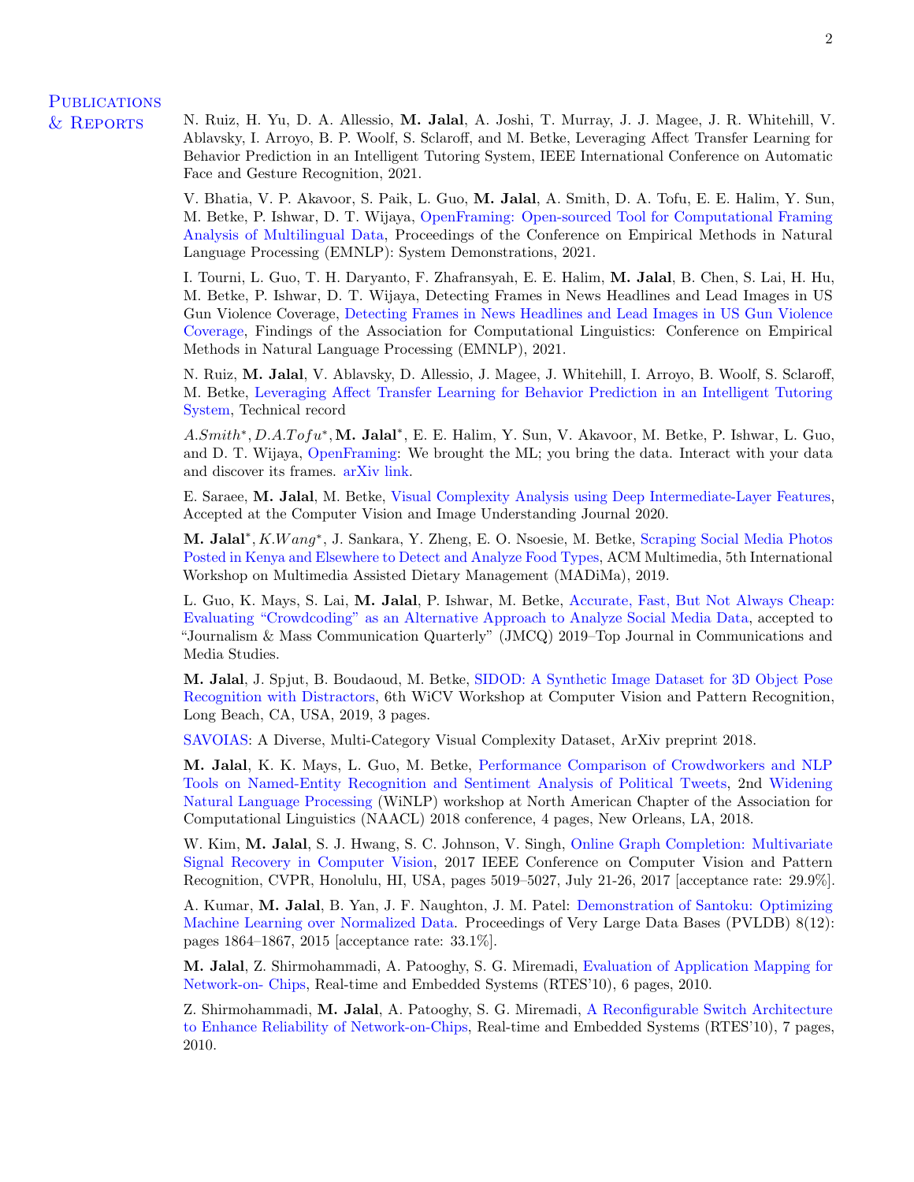## Publications & Reports

N. Ruiz, H. Yu, D. A. Allessio, **M. Jalal**, A. Joshi, T. Murray, J. J. Magee, J. R. Whitehill, V. Ablavsky, I. Arroyo, B. P. Woolf, S. Sclaroff, and M. Betke, Leveraging Affect Transfer Learning for Behavior Prediction in an Intelligent Tutoring System, IEEE International Conference on Automatic Face and Gesture Recognition, 2021.

V. Bhatia, V. P. Akavoor, S. Paik, L. Guo, **M. Jalal**, A. Smith, D. A. Tofu, E. E. Halim, Y. Sun, M. Betke, P. Ishwar, D. T. Wijaya, OpenFraming: Open-sourced Tool for Computational Framing Analysis of Multilingual Data, Proceedings of the Conference on Empirical Methods in Natural Language Processing (EMNLP): System Demonstrations, 2021.

I. Tourni, L. Guo, T. H. Daryanto, F. Zhafransyah, E. E. Halim, **M. Jalal**, B. Chen, S. Lai, H. Hu, M. Betke, P. Ishwar, D. T. Wijaya, Detecting Frames in News Headlines and Lead Images in US Gun Violence Coverage, Detecting Frames in News Headlines and Lead Images in US Gun Violence Coverage, Findings of the Association for Computational Linguistics: Conference on Empirical Methods in Natural Language Processing (EMNLP), 2021.

N. Ruiz, **M. Jalal**, V. Ablavsky, D. Allessio, J. Magee, J. Whitehill, I. Arroyo, B. Woolf, S. Sclaroff, M. Betke, Leveraging Affect Transfer Learning for Behavior Prediction in an Intelligent Tutoring System, Technical record

*A.Smith*\*, *D.A.Tofu*\*, **M. Jalal**\*, E. E. Halim, Y. Sun, V. Akavoor, M. Betke, P. Ishwar, L. Guo, and D. T. Wijaya, OpenFraming: We brought the ML; you bring the data. Interact with your data and discover its frames. arXiv link.

E. Saraee, **M. Jalal**, M. Betke, Visual Complexity Analysis using Deep Intermediate-Layer Features, Accepted at the Computer Vision and Image Understanding Journal 2020.

**M. Jalal**\*, *K.Wang*\*, J. Sankara, Y. Zheng, E. O. Nsoesie, M. Betke, Scraping Social Media Photos Posted in Kenya and Elsewhere to Detect and Analyze Food Types, ACM Multimedia, 5th International Workshop on Multimedia Assisted Dietary Management (MADiMa), 2019.

L. Guo, K. Mays, S. Lai, **M. Jalal**, P. Ishwar, M. Betke, Accurate, Fast, But Not Always Cheap: Evaluating "Crowdcoding" as an Alternative Approach to Analyze Social Media Data, accepted to "Journalism & Mass Communication Quarterly" (JMCQ) 2019–Top Journal in Communications and Media Studies.

**M. Jalal**, J. Spjut, B. Boudaoud, M. Betke, SIDOD: A Synthetic Image Dataset for 3D Object Pose Recognition with Distractors, 6th WiCV Workshop at Computer Vision and Pattern Recognition, Long Beach, CA, USA, 2019, 3 pages.

SAVOIAS: A Diverse, Multi-Category Visual Complexity Dataset, ArXiv preprint 2018.

**M. Jalal**, K. K. Mays, L. Guo, M. Betke, Performance Comparison of Crowdworkers and NLP Tools on Named-Entity Recognition and Sentiment Analysis of Political Tweets, 2nd Widening Natural Language Processing (WiNLP) workshop at North American Chapter of the Association for Computational Linguistics (NAACL) 2018 conference, 4 pages, New Orleans, LA, 2018.

W. Kim, **M. Jalal**, S. J. Hwang, S. C. Johnson, V. Singh, Online Graph Completion: Multivariate Signal Recovery in Computer Vision, 2017 IEEE Conference on Computer Vision and Pattern Recognition, CVPR, Honolulu, HI, USA, pages 5019–5027, July 21-26, 2017 [acceptance rate: 29.9%].

A. Kumar, **M. Jalal**, B. Yan, J. F. Naughton, J. M. Patel: Demonstration of Santoku: Optimizing Machine Learning over Normalized Data. Proceedings of Very Large Data Bases (PVLDB) 8(12): pages 1864–1867, 2015 [acceptance rate: 33.1%].

**M. Jalal**, Z. Shirmohammadi, A. Patooghy, S. G. Miremadi, Evaluation of Application Mapping for Network-on- Chips, Real-time and Embedded Systems (RTES'10), 6 pages, 2010.

Z. Shirmohammadi, **M. Jalal**, A. Patooghy, S. G. Miremadi, A Reconfigurable Switch Architecture to Enhance Reliability of Network-on-Chips, Real-time and Embedded Systems (RTES'10), 7 pages, 2010.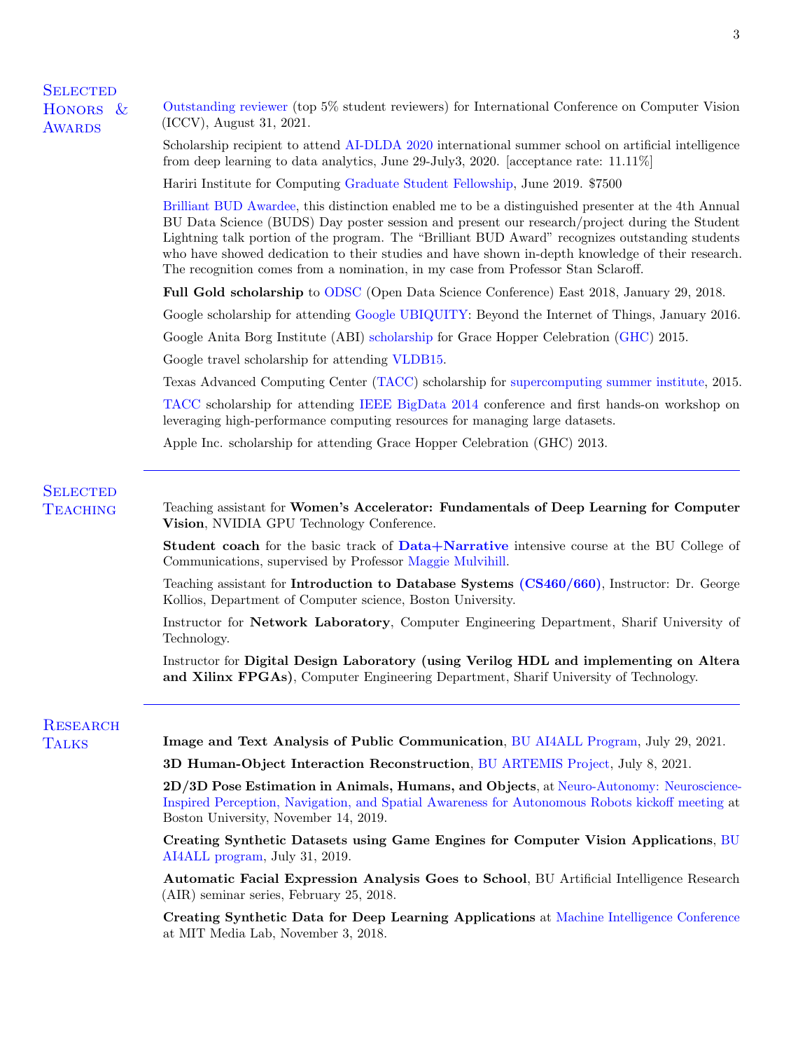## Selected Honors & Awards

Outstanding reviewer (top 5% student reviewers) for International Conference on Computer Vision (ICCV), August 31, 2021.

Scholarship recipient to attend AI-DLDA 2020 international summer school on artificial intelligence from deep learning to data analytics, June 29-July3, 2020. [acceptance rate: 11.11%]

Hariri Institute for Computing Graduate Student Fellowship, June 2019. $7500

Brilliant BUD Awardee, this distinction enabled me to be a distinguished presenter at the 4th Annual BU Data Science (BUDS) Day poster session and present our research/project during the Student Lightning talk portion of the program. The "Brilliant BUD Award" recognizes outstanding students who have showed dedication to their studies and have shown in-depth knowledge of their research. The recognition comes from a nomination, in my case from Professor Stan Sclaroff.

**Full Gold scholarship** to ODSC (Open Data Science Conference) East 2018, January 29, 2018.

Google scholarship for attending Google UBIQUITY: Beyond the Internet of Things, January 2016.

Google Anita Borg Institute (ABI) scholarship for Grace Hopper Celebration (GHC) 2015.

Google travel scholarship for attending VLDB15.

Texas Advanced Computing Center (TACC) scholarship for supercomputing summer institute, 2015.

TACC scholarship for attending IEEE BigData 2014 conference and first hands-on workshop on leveraging high-performance computing resources for managing large datasets.

Apple Inc. scholarship for attending Grace Hopper Celebration (GHC) 2013.

---

## Selected Teaching

Teaching assistant for **Women's Accelerator: Fundamentals of Deep Learning for Computer Vision**, NVIDIA GPU Technology Conference.

**Student coach** for the basic track of **Data+Narrative** intensive course at the BU College of Communications, supervised by Professor Maggie Mulvihill.

Teaching assistant for **Introduction to Database Systems (CS460/660)**, Instructor: Dr. George Kollios, Department of Computer science, Boston University.

Instructor for **Network Laboratory**, Computer Engineering Department, Sharif University of Technology.

Instructor for **Digital Design Laboratory (using Verilog HDL and implementing on Altera and Xilinx FPGAs)**, Computer Engineering Department, Sharif University of Technology.

---

## Research Talks

**Image and Text Analysis of Public Communication**, BU AI4ALL Program, July 29, 2021.

**3D Human-Object Interaction Reconstruction**, BU ARTEMIS Project, July 8, 2021.

**2D/3D Pose Estimation in Animals, Humans, and Objects**, at Neuro-Autonomy: Neuroscience-Inspired Perception, Navigation, and Spatial Awareness for Autonomous Robots kickoff meeting at Boston University, November 14, 2019.

**Creating Synthetic Datasets using Game Engines for Computer Vision Applications**, BU AI4ALL program, July 31, 2019.

**Automatic Facial Expression Analysis Goes to School**, BU Artificial Intelligence Research (AIR) seminar series, February 25, 2018.

**Creating Synthetic Data for Deep Learning Applications** at Machine Intelligence Conference at MIT Media Lab, November 3, 2018.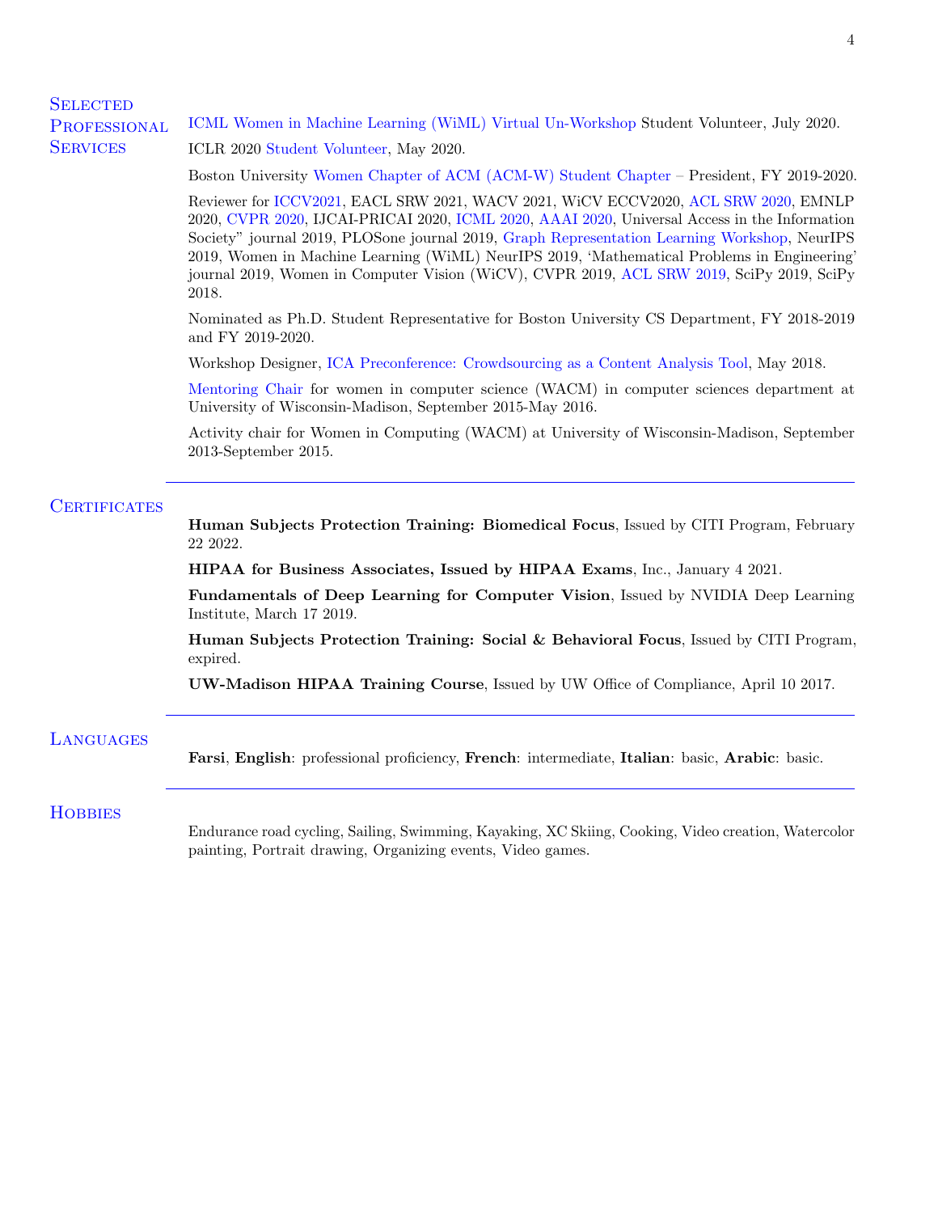## Selected Professional Services

ICML Women in Machine Learning (WiML) Virtual Un-Workshop Student Volunteer, July 2020.

ICLR 2020 Student Volunteer, May 2020.

Boston University Women Chapter of ACM (ACM-W) Student Chapter – President, FY 2019-2020.

Reviewer for ICCV2021, EACL SRW 2021, WACV 2021, WiCV ECCV2020, ACL SRW 2020, EMNLP 2020, CVPR 2020, IJCAI-PRICAI 2020, ICML 2020, AAAI 2020, Universal Access in the Information Society" journal 2019, PLOSone journal 2019, Graph Representation Learning Workshop, NeurIPS 2019, Women in Machine Learning (WiML) NeurIPS 2019, 'Mathematical Problems in Engineering' journal 2019, Women in Computer Vision (WiCV), CVPR 2019, ACL SRW 2019, SciPy 2019, SciPy 2018.

Nominated as Ph.D. Student Representative for Boston University CS Department, FY 2018-2019 and FY 2019-2020.

Workshop Designer, ICA Preconference: Crowdsourcing as a Content Analysis Tool, May 2018.

Mentoring Chair for women in computer science (WACM) in computer sciences department at University of Wisconsin-Madison, September 2015-May 2016.

Activity chair for Women in Computing (WACM) at University of Wisconsin-Madison, September 2013-September 2015.

## Certificates

**Human Subjects Protection Training: Biomedical Focus**, Issued by CITI Program, February 22 2022.

**HIPAA for Business Associates, Issued by HIPAA Exams**, Inc., January 4 2021.

**Fundamentals of Deep Learning for Computer Vision**, Issued by NVIDIA Deep Learning Institute, March 17 2019.

**Human Subjects Protection Training: Social & Behavioral Focus**, Issued by CITI Program, expired.

**UW-Madison HIPAA Training Course**, Issued by UW Office of Compliance, April 10 2017.

## Languages

**Farsi**, **English**: professional proficiency, **French**: intermediate, **Italian**: basic, **Arabic**: basic.

## Hobbies

Endurance road cycling, Sailing, Swimming, Kayaking, XC Skiing, Cooking, Video creation, Watercolor painting, Portrait drawing, Organizing events, Video games.